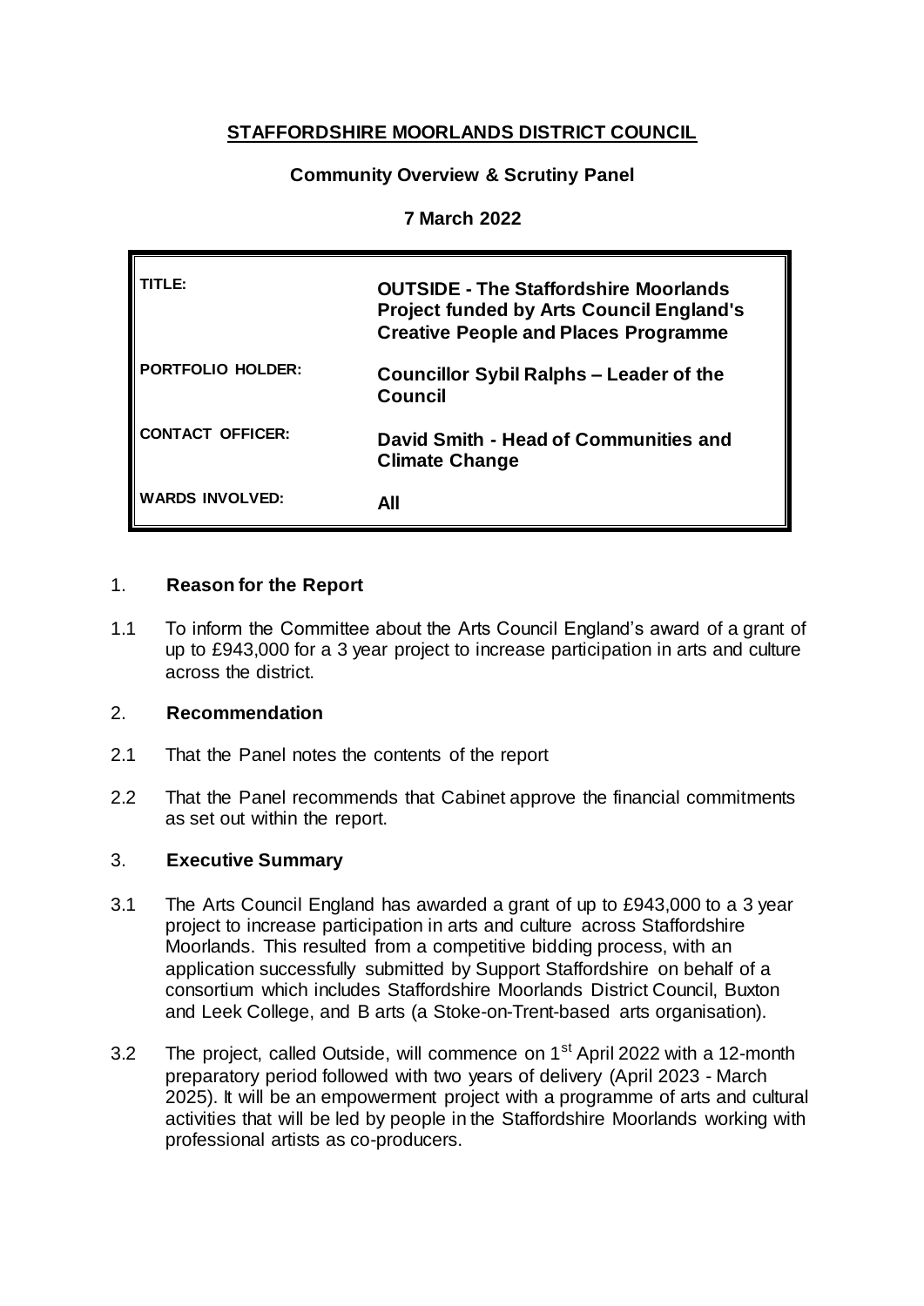# STAFFORDSHIRE MOORLANDS DISTRICT COUNCIL

## Community Overview & Scrutiny Panel

## 7 March 2022

| | |
|---|---|
| **TITLE:** | **OUTSIDE - The Staffordshire Moorlands Project funded by Arts Council England's Creative People and Places Programme** |
| **PORTFOLIO HOLDER:** | **Councillor Sybil Ralphs – Leader of the Council** |
| **CONTACT OFFICER:** | **David Smith - Head of Communities and Climate Change** |
| **WARDS INVOLVED:** | **All** |

## 1. Reason for the Report

1.1 To inform the Committee about the Arts Council England's award of a grant of up to £943,000 for a 3 year project to increase participation in arts and culture across the district.

## 2. Recommendation

2.1 That the Panel notes the contents of the report

2.2 That the Panel recommends that Cabinet approve the financial commitments as set out within the report.

## 3. Executive Summary

3.1 The Arts Council England has awarded a grant of up to £943,000 to a 3 year project to increase participation in arts and culture across Staffordshire Moorlands. This resulted from a competitive bidding process, with an application successfully submitted by Support Staffordshire on behalf of a consortium which includes Staffordshire Moorlands District Council, Buxton and Leek College, and B arts (a Stoke-on-Trent-based arts organisation).

3.2 The project, called Outside, will commence on 1st April 2022 with a 12-month preparatory period followed with two years of delivery (April 2023 - March 2025). It will be an empowerment project with a programme of arts and cultural activities that will be led by people in the Staffordshire Moorlands working with professional artists as co-producers.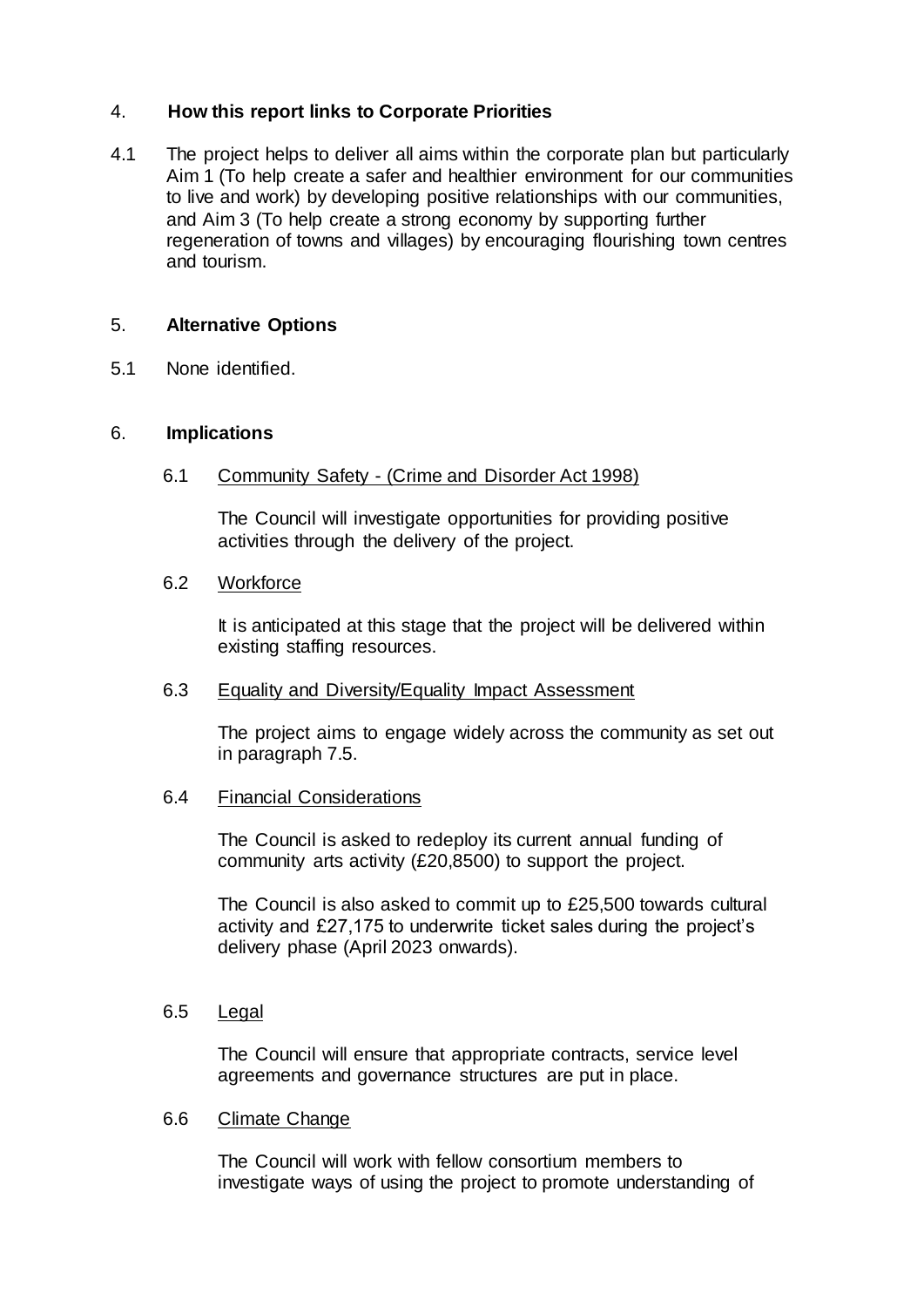## 4. How this report links to Corporate Priorities

4.1 The project helps to deliver all aims within the corporate plan but particularly Aim 1 (To help create a safer and healthier environment for our communities to live and work) by developing positive relationships with our communities, and Aim 3 (To help create a strong economy by supporting further regeneration of towns and villages) by encouraging flourishing town centres and tourism.

## 5. Alternative Options

5.1 None identified.

## 6. Implications

### 6.1 Community Safety - (Crime and Disorder Act 1998)

The Council will investigate opportunities for providing positive activities through the delivery of the project.

### 6.2 Workforce

It is anticipated at this stage that the project will be delivered within existing staffing resources.

### 6.3 Equality and Diversity/Equality Impact Assessment

The project aims to engage widely across the community as set out in paragraph 7.5.

### 6.4 Financial Considerations

The Council is asked to redeploy its current annual funding of community arts activity (£20,8500) to support the project.

The Council is also asked to commit up to £25,500 towards cultural activity and £27,175 to underwrite ticket sales during the project's delivery phase (April 2023 onwards).

### 6.5 Legal

The Council will ensure that appropriate contracts, service level agreements and governance structures are put in place.

### 6.6 Climate Change

The Council will work with fellow consortium members to investigate ways of using the project to promote understanding of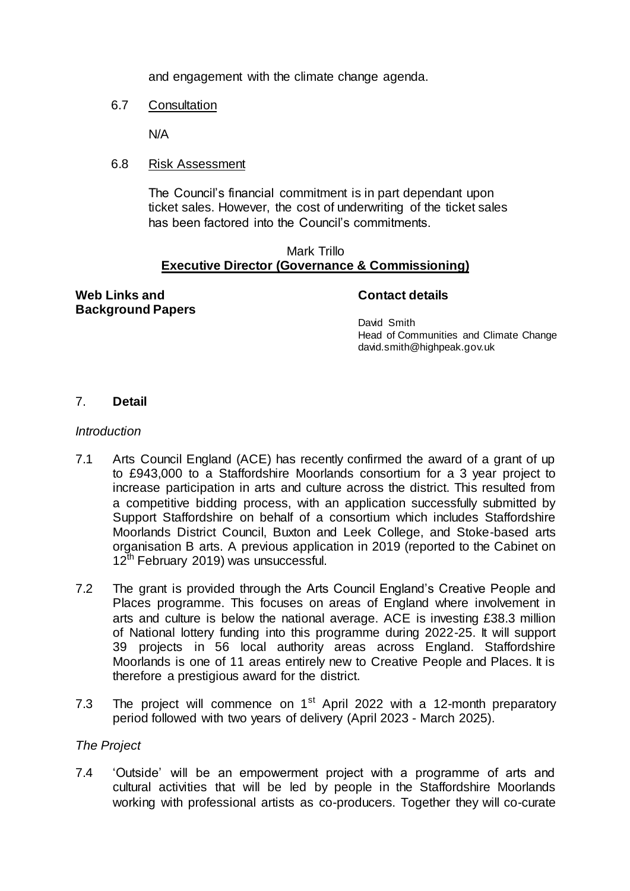and engagement with the climate change agenda.

6.7 Consultation

N/A

6.8 Risk Assessment

The Council's financial commitment is in part dependant upon ticket sales. However, the cost of underwriting of the ticket sales has been factored into the Council's commitments.

Mark Trillo
**Executive Director (Governance & Commissioning)**

**Web Links and Background Papers**

**Contact details**

David Smith
Head of Communities and Climate Change
david.smith@highpeak.gov.uk

## 7. **Detail**

*Introduction*

7.1 Arts Council England (ACE) has recently confirmed the award of a grant of up to £943,000 to a Staffordshire Moorlands consortium for a 3 year project to increase participation in arts and culture across the district. This resulted from a competitive bidding process, with an application successfully submitted by Support Staffordshire on behalf of a consortium which includes Staffordshire Moorlands District Council, Buxton and Leek College, and Stoke-based arts organisation B arts. A previous application in 2019 (reported to the Cabinet on 12th February 2019) was unsuccessful.

7.2 The grant is provided through the Arts Council England's Creative People and Places programme. This focuses on areas of England where involvement in arts and culture is below the national average. ACE is investing £38.3 million of National lottery funding into this programme during 2022-25. It will support 39 projects in 56 local authority areas across England. Staffordshire Moorlands is one of 11 areas entirely new to Creative People and Places. It is therefore a prestigious award for the district.

7.3 The project will commence on 1st April 2022 with a 12-month preparatory period followed with two years of delivery (April 2023 - March 2025).

*The Project*

7.4 'Outside' will be an empowerment project with a programme of arts and cultural activities that will be led by people in the Staffordshire Moorlands working with professional artists as co-producers. Together they will co-curate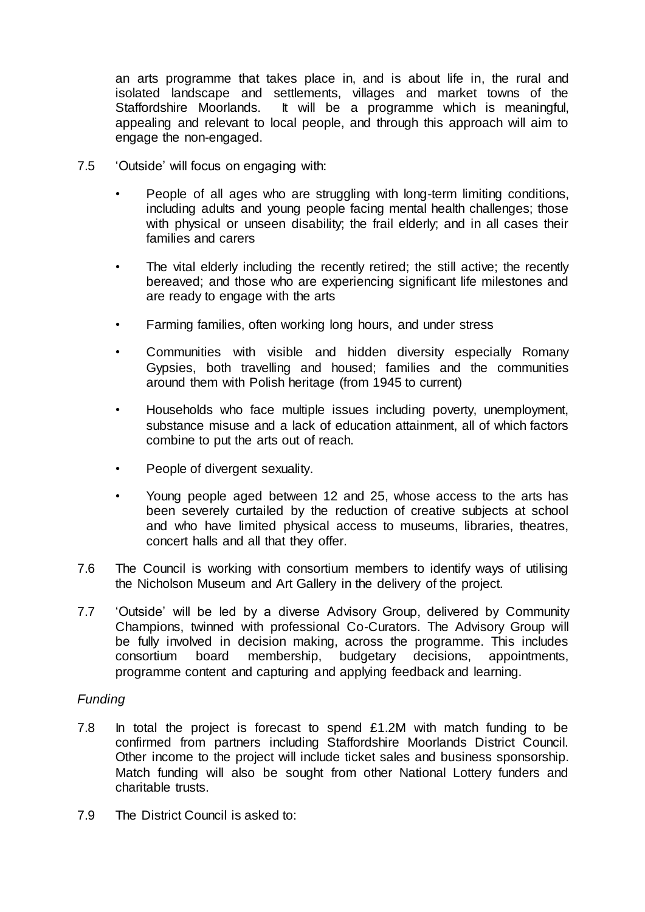an arts programme that takes place in, and is about life in, the rural and isolated landscape and settlements, villages and market towns of the Staffordshire Moorlands. It will be a programme which is meaningful, appealing and relevant to local people, and through this approach will aim to engage the non-engaged.

7.5 'Outside' will focus on engaging with:

- People of all ages who are struggling with long-term limiting conditions, including adults and young people facing mental health challenges; those with physical or unseen disability; the frail elderly; and in all cases their families and carers
- The vital elderly including the recently retired; the still active; the recently bereaved; and those who are experiencing significant life milestones and are ready to engage with the arts
- Farming families, often working long hours, and under stress
- Communities with visible and hidden diversity especially Romany Gypsies, both travelling and housed; families and the communities around them with Polish heritage (from 1945 to current)
- Households who face multiple issues including poverty, unemployment, substance misuse and a lack of education attainment, all of which factors combine to put the arts out of reach.
- People of divergent sexuality.
- Young people aged between 12 and 25, whose access to the arts has been severely curtailed by the reduction of creative subjects at school and who have limited physical access to museums, libraries, theatres, concert halls and all that they offer.

7.6 The Council is working with consortium members to identify ways of utilising the Nicholson Museum and Art Gallery in the delivery of the project.

7.7 'Outside' will be led by a diverse Advisory Group, delivered by Community Champions, twinned with professional Co-Curators. The Advisory Group will be fully involved in decision making, across the programme. This includes consortium board membership, budgetary decisions, appointments, programme content and capturing and applying feedback and learning.

*Funding*

7.8 In total the project is forecast to spend £1.2M with match funding to be confirmed from partners including Staffordshire Moorlands District Council. Other income to the project will include ticket sales and business sponsorship. Match funding will also be sought from other National Lottery funders and charitable trusts.

7.9 The District Council is asked to: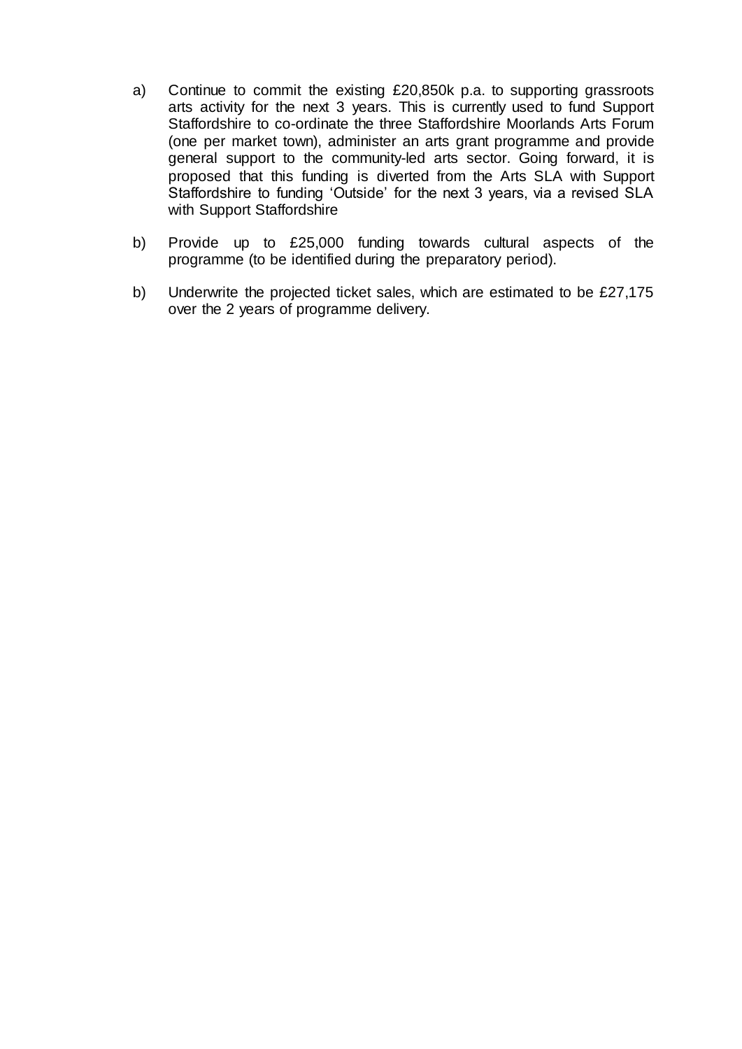a) Continue to commit the existing £20,850k p.a. to supporting grassroots arts activity for the next 3 years. This is currently used to fund Support Staffordshire to co-ordinate the three Staffordshire Moorlands Arts Forum (one per market town), administer an arts grant programme and provide general support to the community-led arts sector. Going forward, it is proposed that this funding is diverted from the Arts SLA with Support Staffordshire to funding 'Outside' for the next 3 years, via a revised SLA with Support Staffordshire

b) Provide up to £25,000 funding towards cultural aspects of the programme (to be identified during the preparatory period).

b) Underwrite the projected ticket sales, which are estimated to be £27,175 over the 2 years of programme delivery.